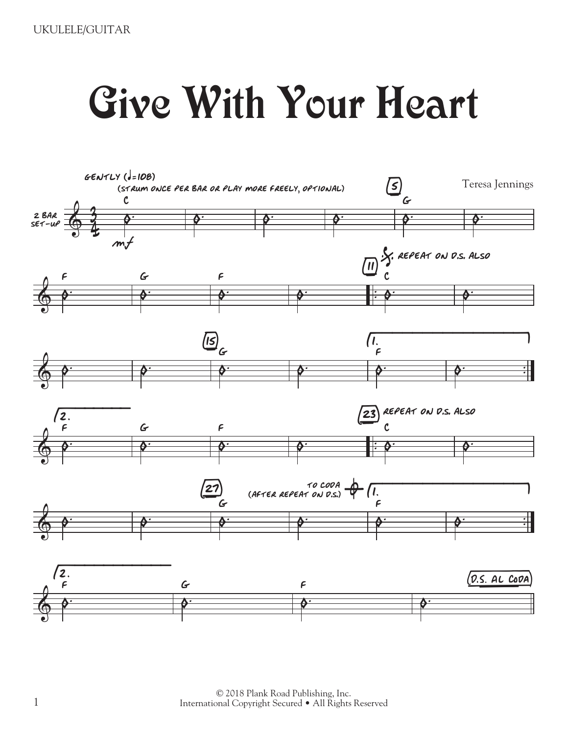# Give With Your Heart

Teresa Jennings

GENTLY (♩=108)

(STRUM ONCE PER BAR OR PLAY MORE FREELY, OPTIONAL)

2 BAR SET-UP

C — *mf* — | | | | 5 G | |

F | G | F | | 11 𝄋 REPEAT ON D.S. ALSO C | |

| | 15 G | | 1. F | :|

2. F | G | F | | 23 REPEAT ON D.S. ALSO C | |

| | 27 G | TO CODA (AFTER REPEAT ON D.S.) 𝄌 | 1. F | :|

2. F | G | F | | D.S. AL CODA

© 2018 Plank Road Publishing, Inc.
International Copyright Secured • All Rights Reserved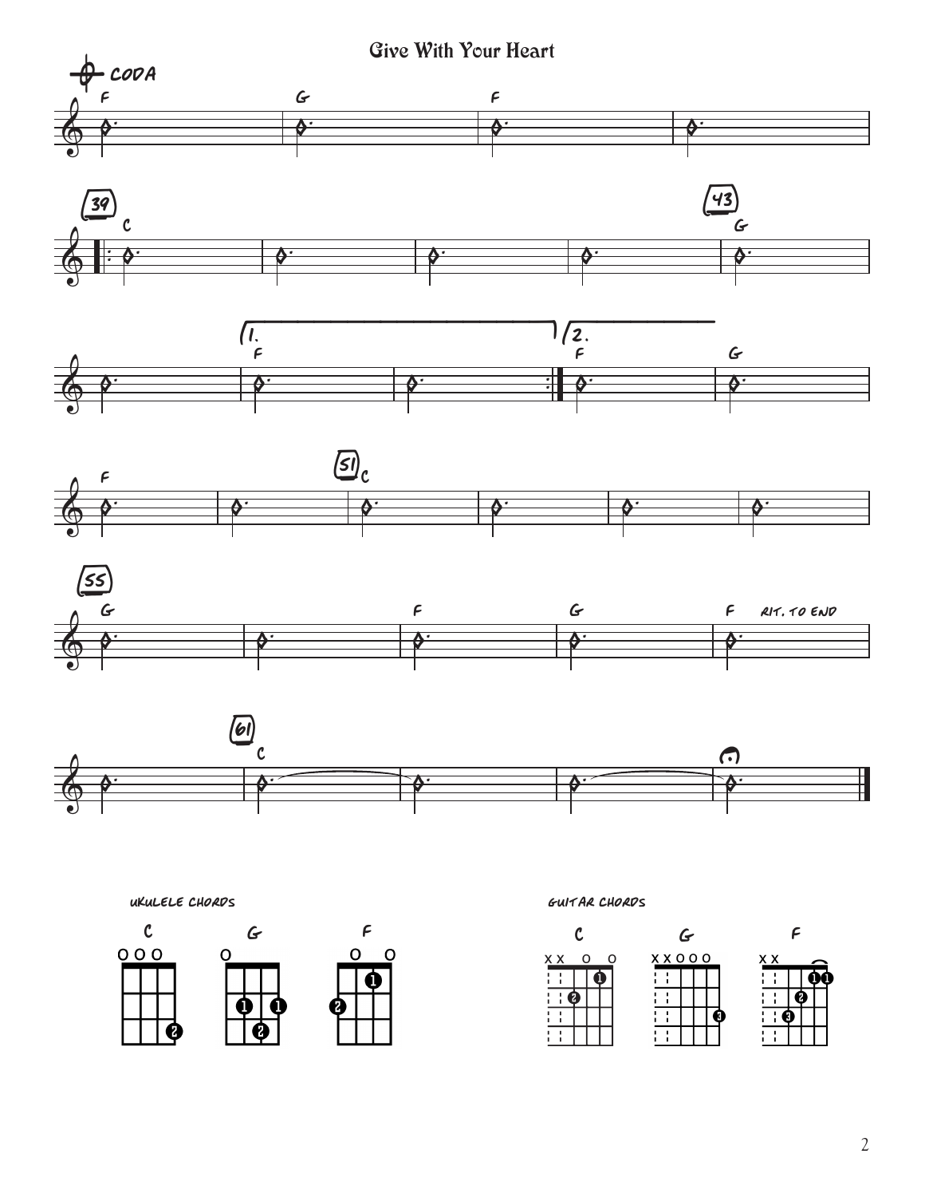# Give With Your Heart

CODA

F G F

39 C

43 G

1. F

2. F G

F

51 C

55 G

F G F rit. to end

61 C

UKULELE CHORDS

C G F

GUITAR CHORDS

C G F